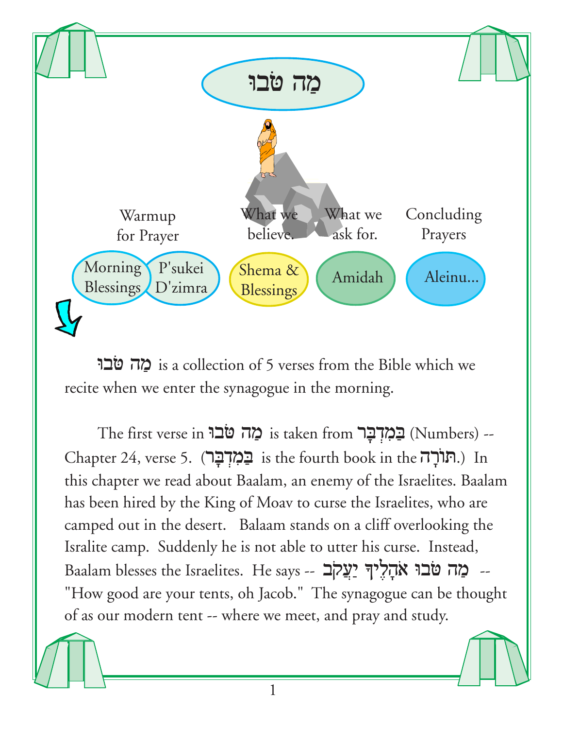# מַה טֹּבוּ

| Warmup for Prayer | | What we believe. | What we ask for. | Concluding Prayers |
|---|---|---|---|---|
| Morning Blessings | P'sukei D'zimra | Shema & Blessings | Amidah | Aleinu... |

מַה טֹּבוּ is a collection of 5 verses from the Bible which we recite when we enter the synagogue in the morning.

The first verse in מַה טֹּבוּ is taken from בַּמִדְבָּר (Numbers) -- Chapter 24, verse 5. (בַּמִדְבָּר is the fourth book in the תּוֹרָה.) In this chapter we read about Baalam, an enemy of the Israelites. Baalam has been hired by the King of Moav to curse the Israelites, who are camped out in the desert. Balaam stands on a cliff overlooking the Isralite camp. Suddenly he is not able to utter his curse. Instead, Baalam blesses the Israelites. He says -- מַה טֹּבוּ אֹהָלֶיךָ יַעֲקֹב -- "How good are your tents, oh Jacob." The synagogue can be thought of as our modern tent -- where we meet, and pray and study.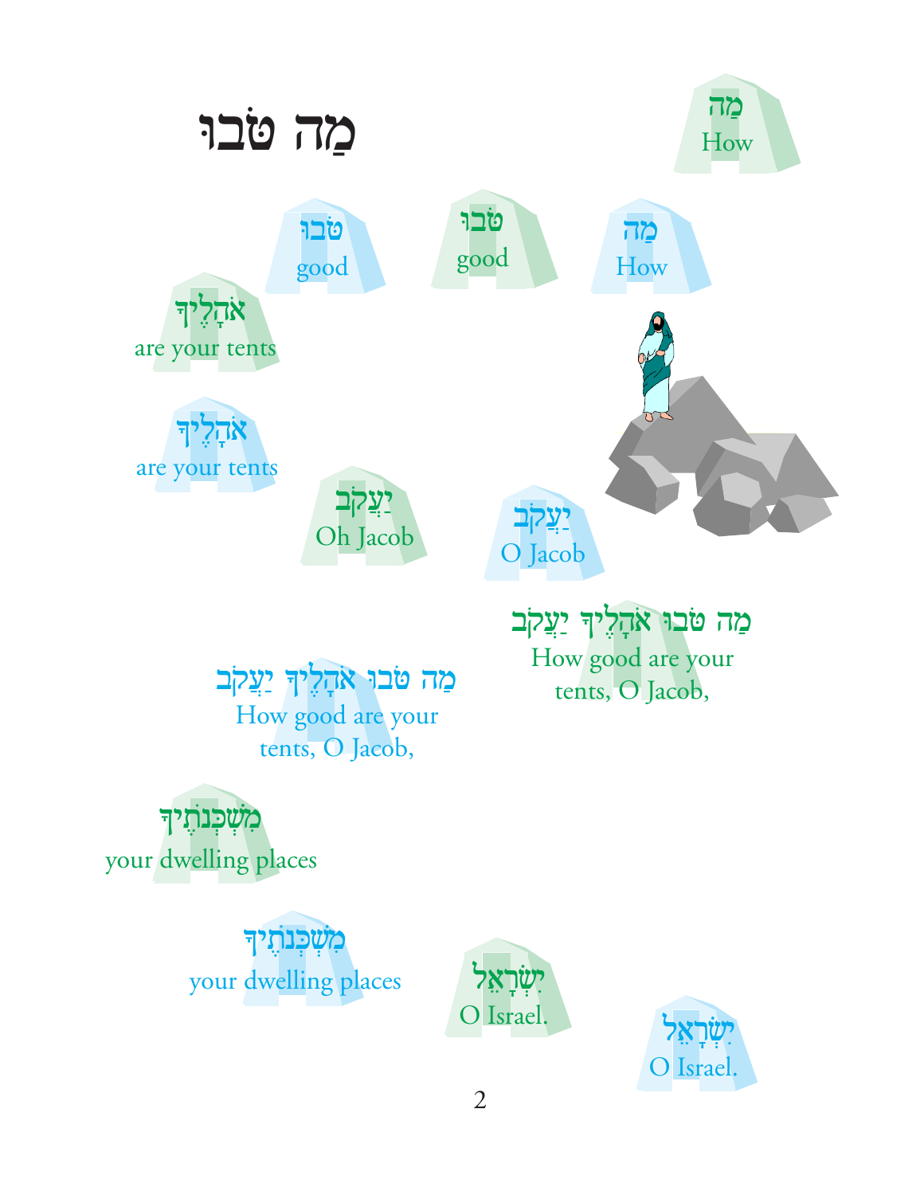# מַה טֹּבוּ

מַה
How

טֹבוּ
good

טֹבוּ
good

מַה
How

אֹהָלֶיךָ
are your tents

אֹהָלֶיךָ
are your tents

יַעֲקֹב
Oh Jacob

יַעֲקֹב
O Jacob

מַה טֹּבוּ אֹהָלֶיךָ יַעֲקֹב
How good are your tents, O Jacob,

מַה טֹּבוּ אֹהָלֶיךָ יַעֲקֹב
How good are your tents, O Jacob,

מִשְׁכְּנֹתֶיךָ
your dwelling places

מִשְׁכְּנֹתֶיךָ
your dwelling places

יִשְׂרָאֵל
O Israel.

יִשְׂרָאֵל
O Israel.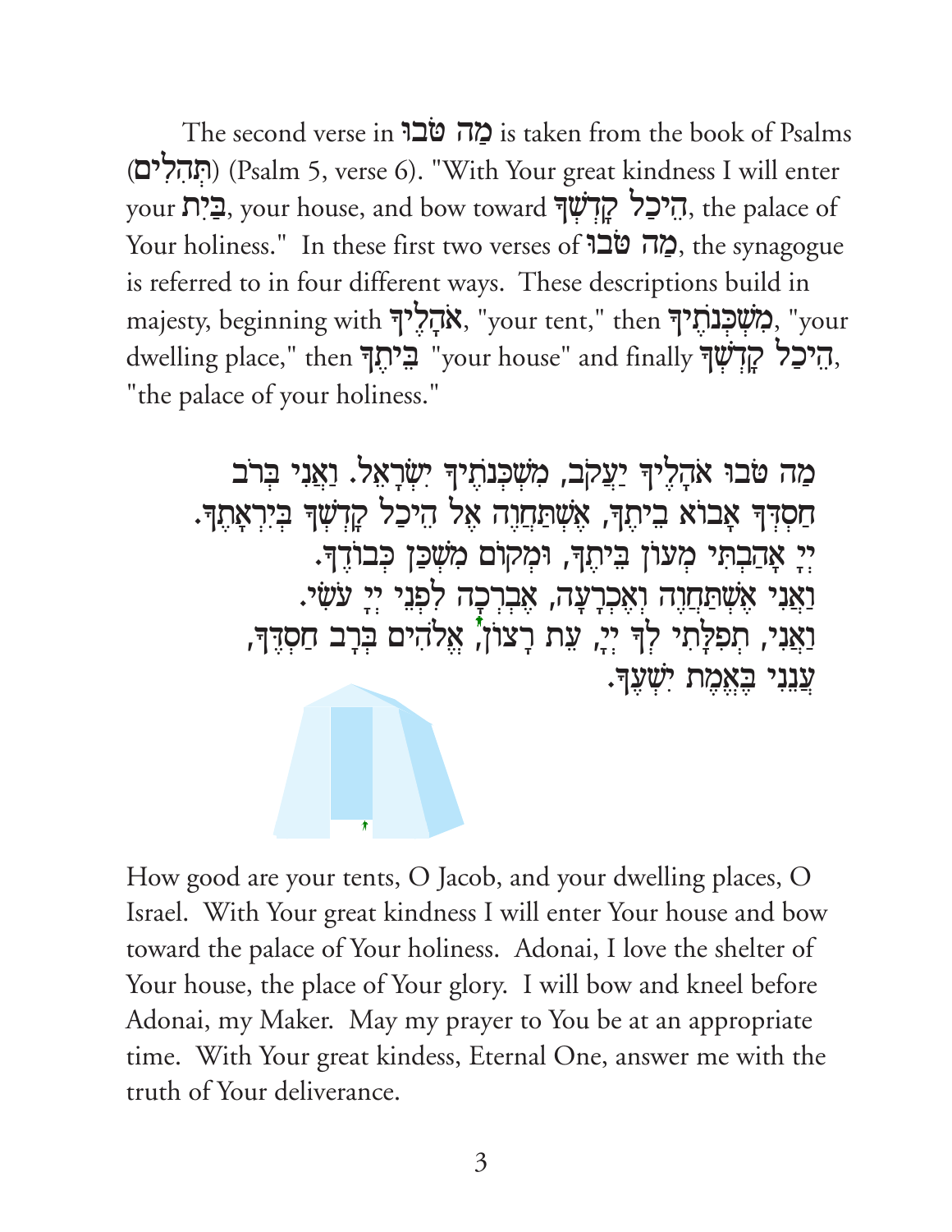The second verse in מַה טֹּבוּ is taken from the book of Psalms (תְּהִלִּים) (Psalm 5, verse 6). "With Your great kindness I will enter your בַּיִת, your house, and bow toward הֵיכַל קָדְשְׁךָ, the palace of Your holiness." In these first two verses of מַה טֹּבוּ, the synagogue is referred to in four different ways. These descriptions build in majesty, beginning with אֹהָלֶיךָ, "your tent," then מִשְׁכְּנֹתֶיךָ, "your dwelling place," then בֵּיתֶךָ "your house" and finally הֵיכַל קָדְשְׁךָ, "the palace of your holiness."

מַה טֹּבוּ אֹהָלֶיךָ יַעֲקֹב, מִשְׁכְּנֹתֶיךָ יִשְׂרָאֵל. וַאֲנִי בְּרֹב
חַסְדְּךָ אָבוֹא בֵיתֶךָ, אֶשְׁתַּחֲוֶה אֶל הֵיכַל קָדְשְׁךָ בְּיִרְאָתֶךָ.
יְיָ אָהַבְתִּי מְעוֹן בֵּיתֶךָ, וּמְקוֹם מִשְׁכַּן כְּבוֹדֶךָ.
וַאֲנִי אֶשְׁתַּחֲוֶה וְאֶכְרָעָה, אֶבְרְכָה לִפְנֵי יְיָ עֹשִׂי.
וַאֲנִי, תְפִלָּתִי לְךָ יְיָ, עֵת רָצוֹן, אֱלֹהִים בְּרָב חַסְדֶּךָ,
עֲנֵנִי בֶּאֱמֶת יִשְׁעֶךָ.

How good are your tents, O Jacob, and your dwelling places, O Israel. With Your great kindness I will enter Your house and bow toward the palace of Your holiness. Adonai, I love the shelter of Your house, the place of Your glory. I will bow and kneel before Adonai, my Maker. May my prayer to You be at an appropriate time. With Your great kindess, Eternal One, answer me with the truth of Your deliverance.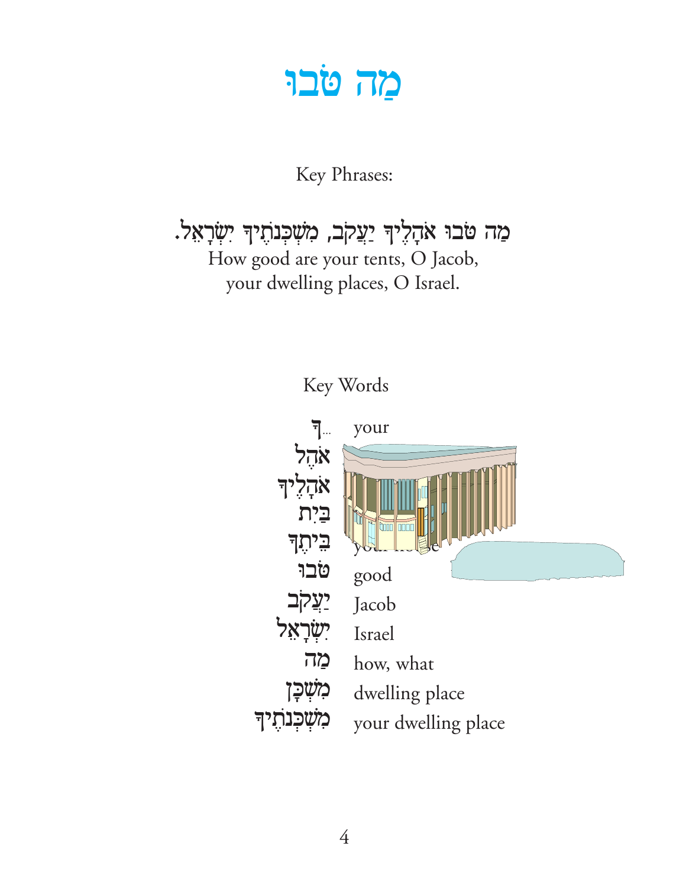# מַה טֹּבוּ

Key Phrases:

מַה טֹּבוּ אֹהָלֶיךָ יַעֲקֹב, מִשְׁכְּנֹתֶיךָ יִשְׂרָאֵל.

How good are your tents, O Jacob,
your dwelling places, O Israel.

## Key Words

| Hebrew | English |
| --- | --- |
| ךָ... | your |
| אֹהֶל | |
| אֹהָלֶיךָ | |
| בַּיִת | |
| בֵּיתֶךָ | your house |
| טֹבוּ | good |
| יַעֲקֹב | Jacob |
| יִשְׂרָאֵל | Israel |
| מַה | how, what |
| מִשְׁכָּן | dwelling place |
| מִשְׁכְּנֹתֶיךָ | your dwelling place |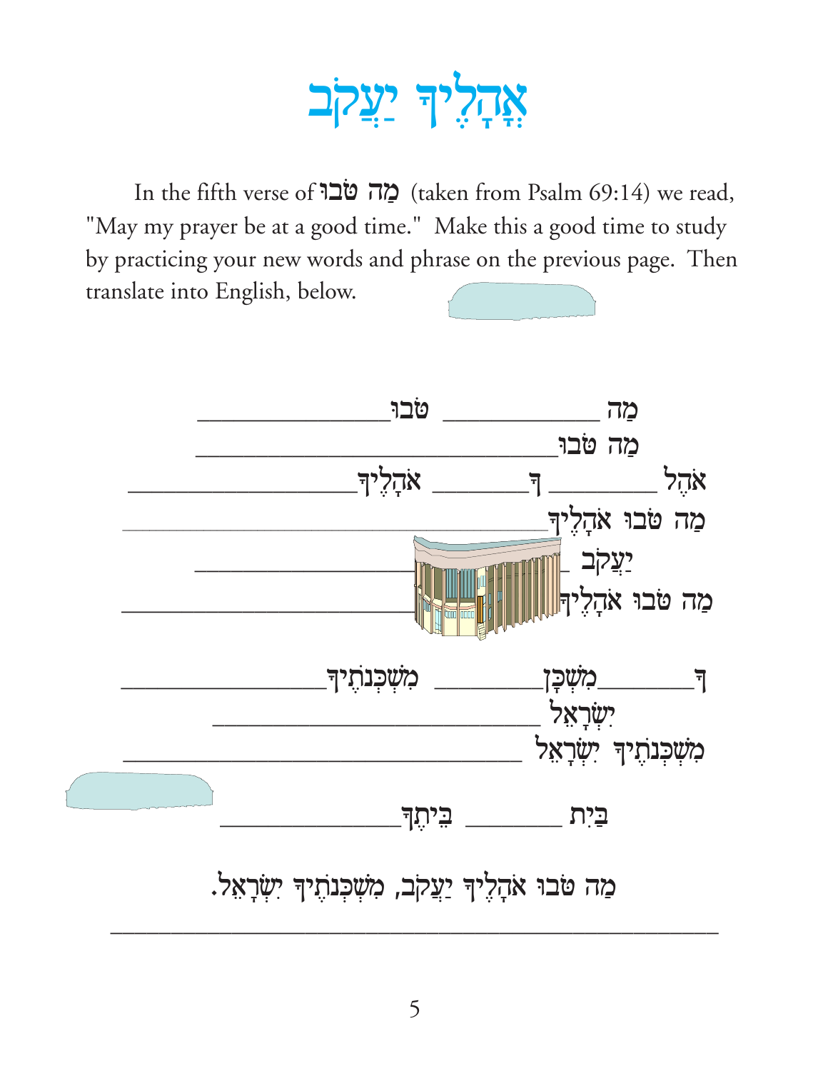# אֳהָלֶיךָ יַעֲקֹב

In the fifth verse of מַה טֹּבוּ (taken from Psalm 69:14) we read, "May my prayer be at a good time." Make this a good time to study by practicing your new words and phrase on the previous page. Then translate into English, below.

מַה ____________ טֹּבוּ ______________

מַה טֹּבוּ ____________________________

אֹהֶל ________ ךָ ________ אֹהָלֶיךָ __________________

מַה טֹּבוּ אֹהָלֶיךָ ____________________________________

יַעֲקֹב ____________________________________

מַה טֹּבוּ אֹהָלֶיךָ ____________________________________

ךָ ________ מִשְׁכָּן ________ מִשְׁכְּנֹתֶיךָ ________________

יִשְׂרָאֵל __________________________

מִשְׁכְּנֹתֶיךָ יִשְׂרָאֵל ______________________________

בַּיִת ________ בֵּיתֶךָ ______________

מַה טֹּבוּ אֹהָלֶיךָ יַעֲקֹב, מִשְׁכְּנֹתֶיךָ יִשְׂרָאֵל.

__________________________________________________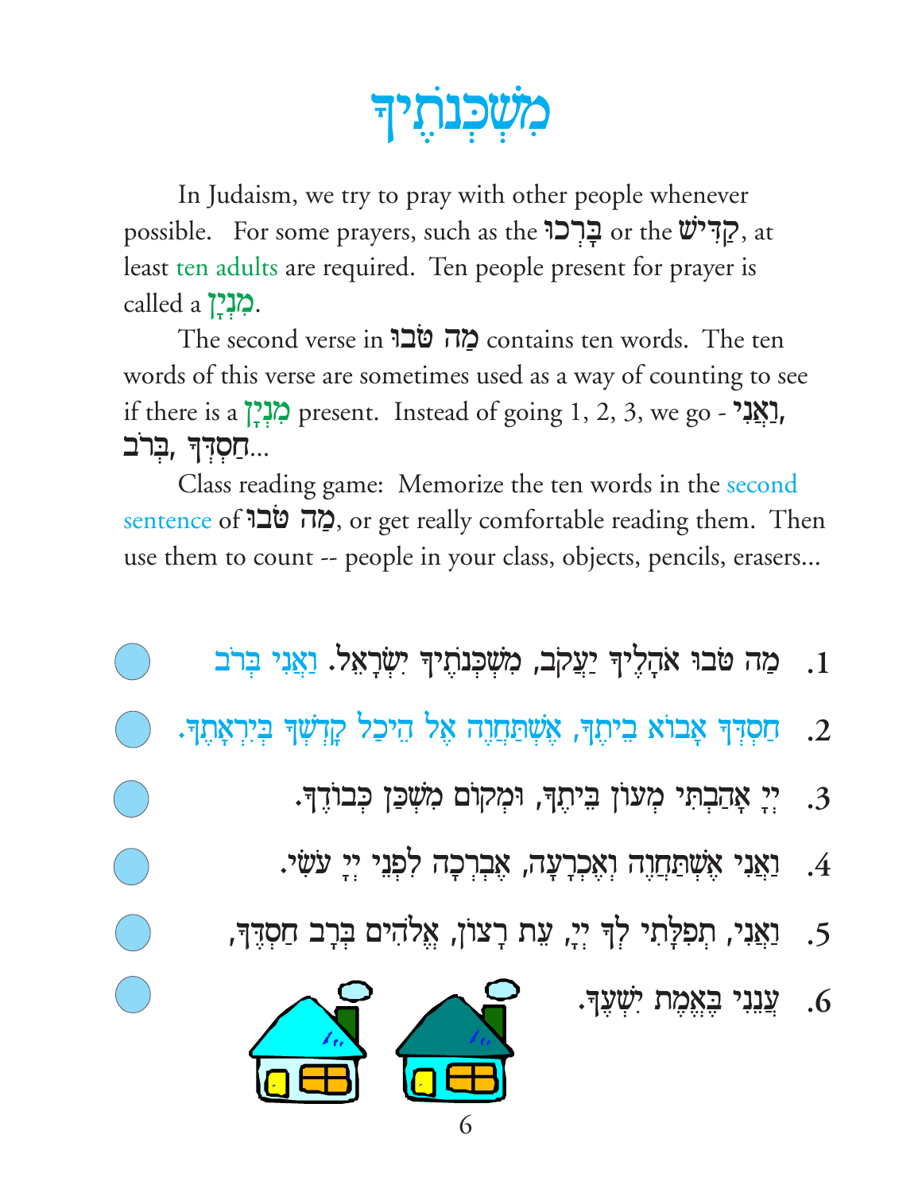# מִשְׁכְּנֹתֶיךָ

In Judaism, we try to pray with other people whenever possible. For some prayers, such as the בָּרְכוּ or the קַדִּישׁ, at least ten adults are required. Ten people present for prayer is called a מִנְיָן.

The second verse in מַה טֹּבוּ contains ten words. The ten words of this verse are sometimes used as a way of counting to see if there is a מִנְיָן present. Instead of going 1, 2, 3, we go - וַאֲנִי, בְּרֹב, חַסְדְּךָ...

Class reading game: Memorize the ten words in the second sentence of מַה טֹּבוּ, or get really comfortable reading them. Then use them to count -- people in your class, objects, pencils, erasers...

1. מַה טֹּבוּ אֹהָלֶיךָ יַעֲקֹב, מִשְׁכְּנֹתֶיךָ יִשְׂרָאֵל. וַאֲנִי בְּרֹב
2. חַסְדְּךָ אָבוֹא בֵיתֶךָ, אֶשְׁתַּחֲוֶה אֶל הֵיכַל קָדְשְׁךָ בְּיִרְאָתֶךָ.
3. יְיָ אָהַבְתִּי מְעוֹן בֵּיתֶךָ, וּמְקוֹם מִשְׁכַּן כְּבוֹדֶךָ.
4. וַאֲנִי אֶשְׁתַּחֲוֶה וְאֶכְרָעָה, אֶבְרְכָה לִפְנֵי יְיָ עֹשִׂי.
5. וַאֲנִי, תְפִלָּתִי לְךָ יְיָ, עֵת רָצוֹן, אֱלֹהִים בְּרָב חַסְדֶּךָ,
6. עֲנֵנִי בֶּאֱמֶת יִשְׁעֶךָ.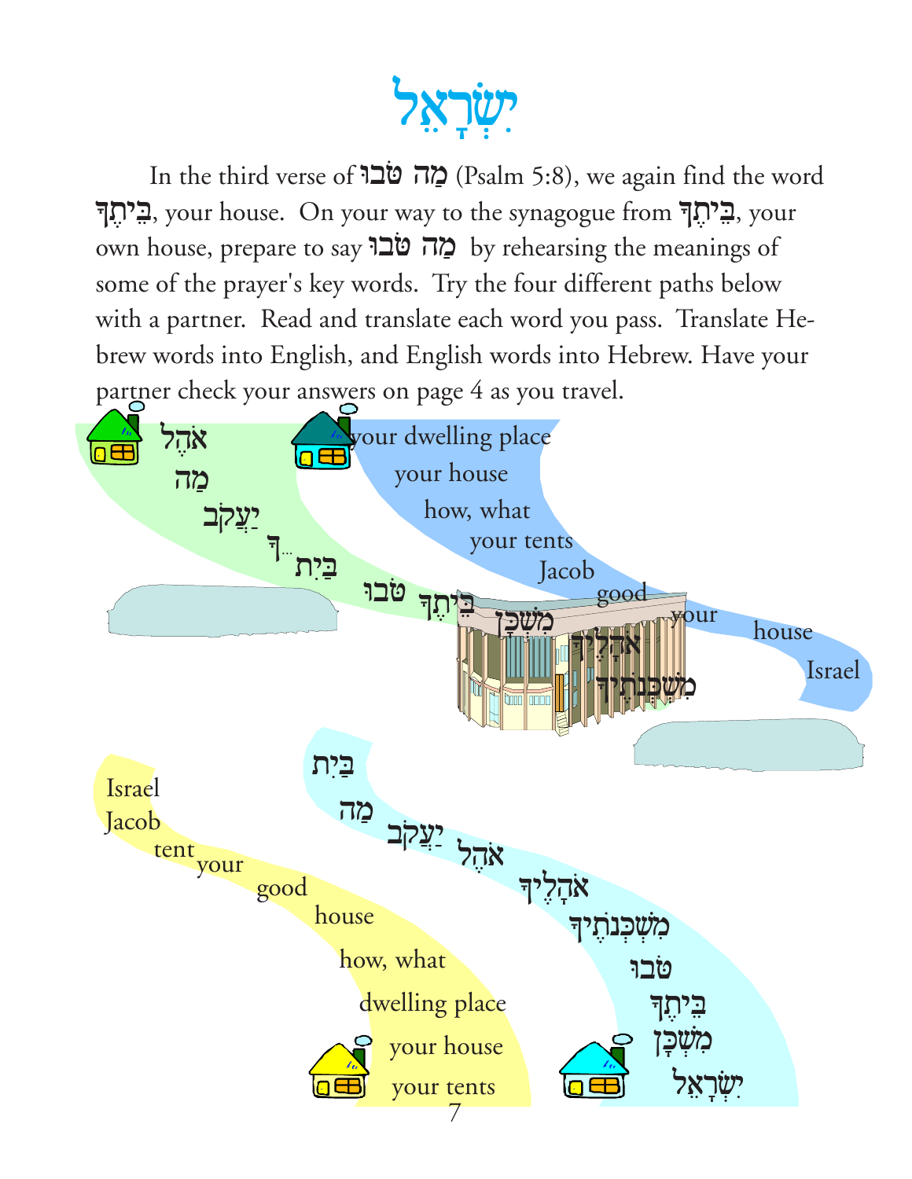# יִשְׂרָאֵל

In the third verse of מַה טֹּבוּ (Psalm 5:8), we again find the word בֵּיתֶךָ, your house. On your way to the synagogue from בֵּיתֶךָ, your own house, prepare to say מַה טֹּבוּ by rehearsing the meanings of some of the prayer's key words. Try the four different paths below with a partner. Read and translate each word you pass. Translate Hebrew words into English, and English words into Hebrew. Have your partner check your answers on page 4 as you travel.

**Green path:** אֹהֶל, מַה, יַעֲקֹב, בַּיִת...ךָ, טֹבוּ, בֵּיתֶךָ, מִשְׁכָּן, אֹהָלֶיךָ, מִשְׁכְּנֹתֶיךָ

**Blue path:** your dwelling place, your house, how, what, your tents, Jacob, good, your, house, Israel

**Yellow path:** Israel, Jacob, tent, your, good, house, how, what, dwelling place, your house, your tents

**Light blue path:** בַּיִת, מַה, יַעֲקֹב, אֹהֶל, אֹהָלֶיךָ, מִשְׁכְּנֹתֶיךָ, טֹבוּ, בֵּיתֶךָ, מִשְׁכָּן, יִשְׂרָאֵל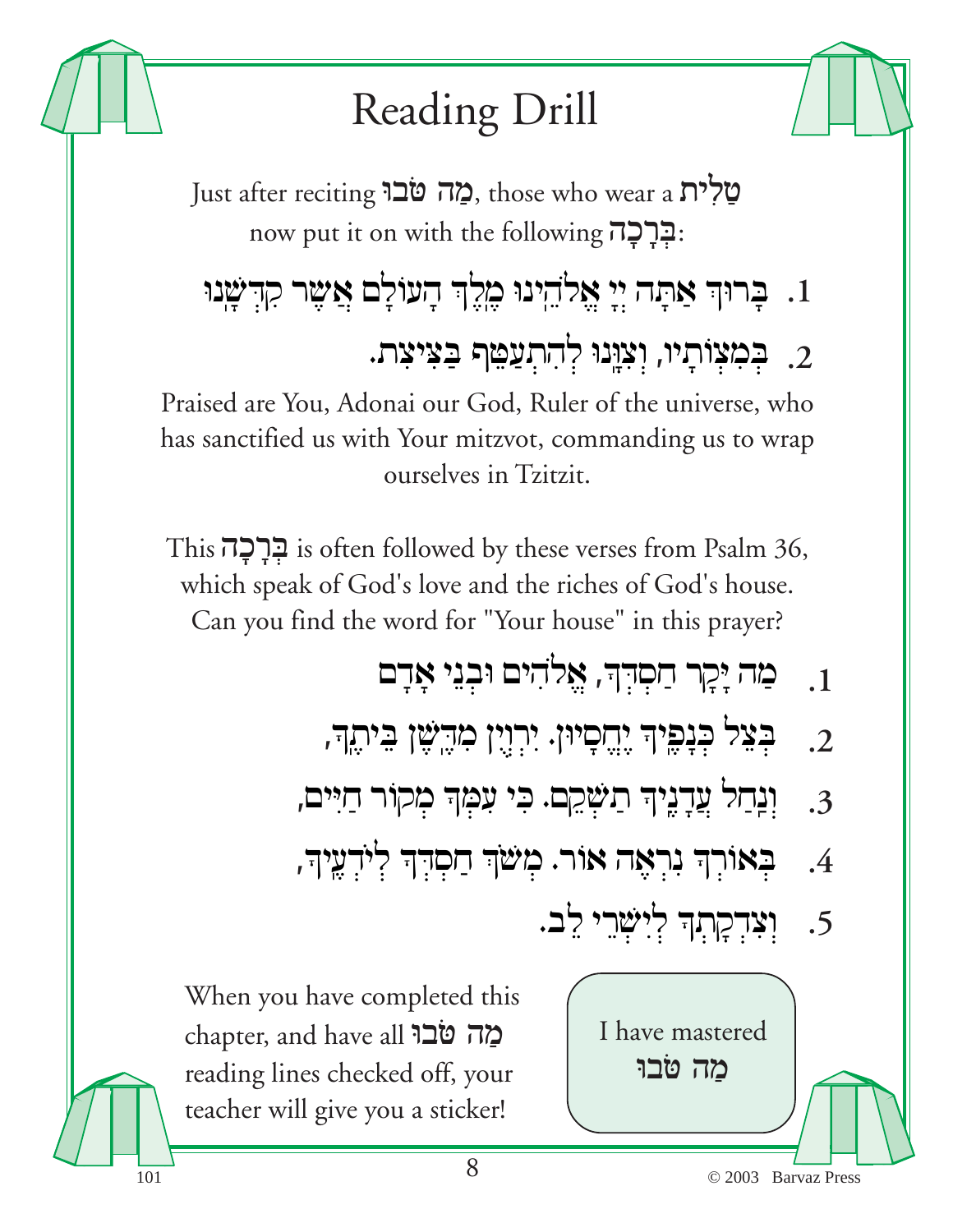# Reading Drill

Just after reciting מַה טֹּבוּ, those who wear a טַלִּית now put it on with the following בְּרָכָה:

1. בָּרוּךְ אַתָּה יְיָ אֱלֹהֵינוּ מֶלֶךְ הָעוֹלָם אֲשֶׁר קִדְּשָׁנוּ
2. בְּמִצְוֹתָיו, וְצִוָּנוּ לְהִתְעַטֵּף בַּצִּיצִת.

Praised are You, Adonai our God, Ruler of the universe, who has sanctified us with Your mitzvot, commanding us to wrap ourselves in Tzitzit.

This בְּרָכָה is often followed by these verses from Psalm 36, which speak of God's love and the riches of God's house. Can you find the word for "Your house" in this prayer?

1. מַה יָּקָר חַסְדְּךָ, אֱלֹהִים וּבְנֵי אָדָם
2. בְּצֵל כְּנָפֶיךָ יֶחֱסָיוּן. יִרְוְיֻן מִדֶּשֶׁן בֵּיתֶךָ,
3. וְנַחַל עֲדָנֶיךָ תַשְׁקֵם. כִּי עִמְּךָ מְקוֹר חַיִּים,
4. בְּאוֹרְךָ נִרְאֶה אוֹר. מְשֹׁךְ חַסְדְּךָ לְיֹדְעֶיךָ,
5. וְצִדְקָתְךָ לְיִשְׁרֵי לֵב.

When you have completed this chapter, and have all מַה טֹּבוּ reading lines checked off, your teacher will give you a sticker!

I have mastered מַה טֹּבוּ

101

© 2003 Barvaz Press